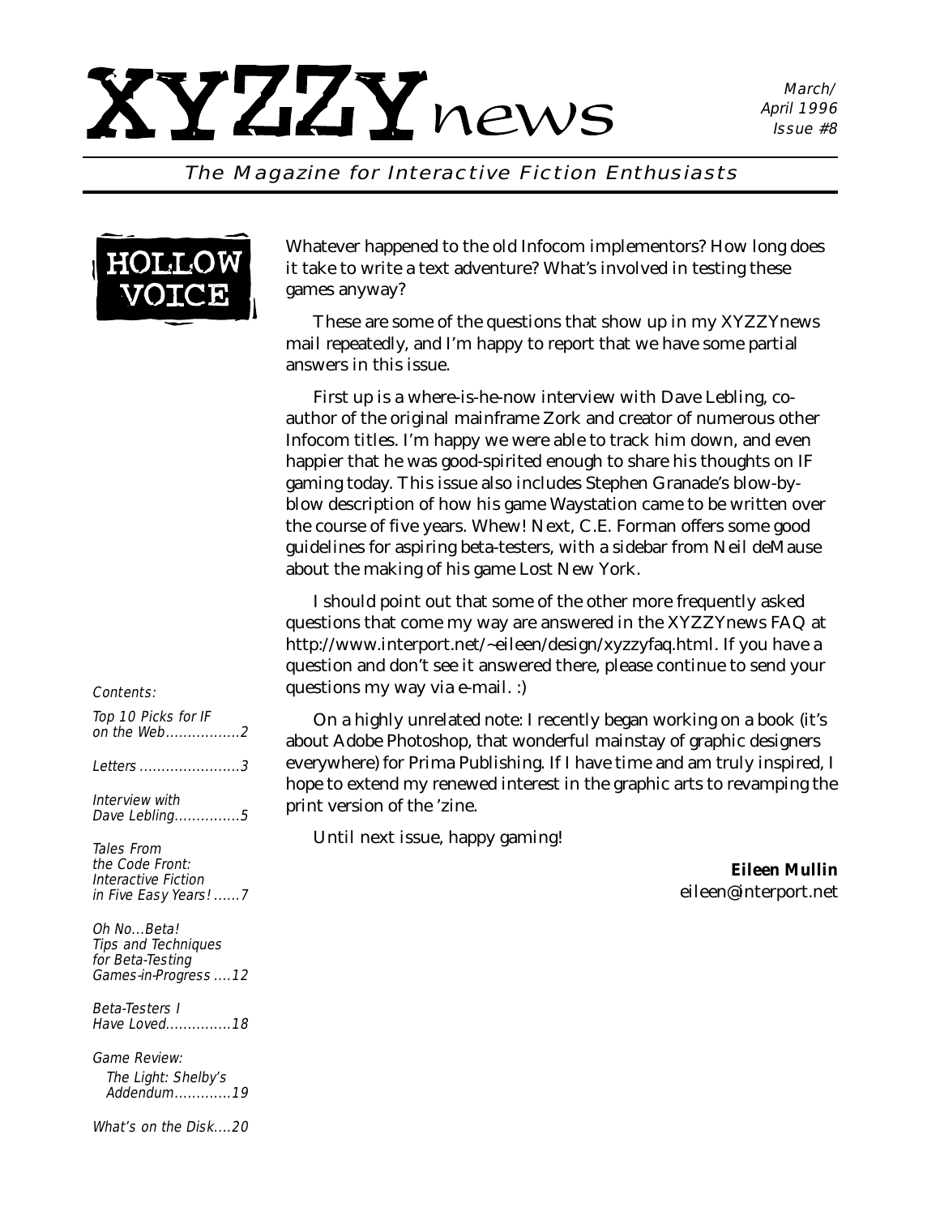# XYZZYnews

March/April 1996
Issue #8

*The Magazine for Interactive Fiction Enthusiasts*

## HOLLOW VOICE

Whatever happened to the old Infocom implementors? How long does it take to write a text adventure? What's involved in testing these games anyway?

These are some of the questions that show up in my XYZZYnews mail repeatedly, and I'm happy to report that we have some partial answers in this issue.

First up is a where-is-he-now interview with Dave Lebling, co-author of the original mainframe Zork and creator of numerous other Infocom titles. I'm happy we were able to track him down, and even happier that he was good-spirited enough to share his thoughts on IF gaming today. This issue also includes Stephen Granade's blow-by-blow description of how his game Waystation came to be written over the course of five years. Whew! Next, C.E. Forman offers some good guidelines for aspiring beta-testers, with a sidebar from Neil deMause about the making of his game Lost New York.

I should point out that some of the other more frequently asked questions that come my way are answered in the XYZZYnews FAQ at http://www.interport.net/~eileen/design/xyzzyfaq.html. If you have a question and don't see it answered there, please continue to send your questions my way via e-mail. :)

On a highly unrelated note: I recently began working on a book (it's about Adobe Photoshop, that wonderful mainstay of graphic designers everywhere) for Prima Publishing. If I have time and am truly inspired, I hope to extend my renewed interest in the graphic arts to revamping the print version of the 'zine.

Until next issue, happy gaming!

**Eileen Mullin**
eileen@interport.net

---

*Contents:*

- *Top 10 Picks for IF on the Web* ....2
- *Letters* ....3
- *Interview with Dave Lebling* ....5
- *Tales From the Code Front: Interactive Fiction in Five Easy Years!* ....7
- *Oh No...Beta! Tips and Techniques for Beta-Testing Games-in-Progress* ....12
- *Beta-Testers I Have Loved* ....18
- *Game Review: The Light: Shelby's Addendum* ....19
- *What's on the Disk* ....20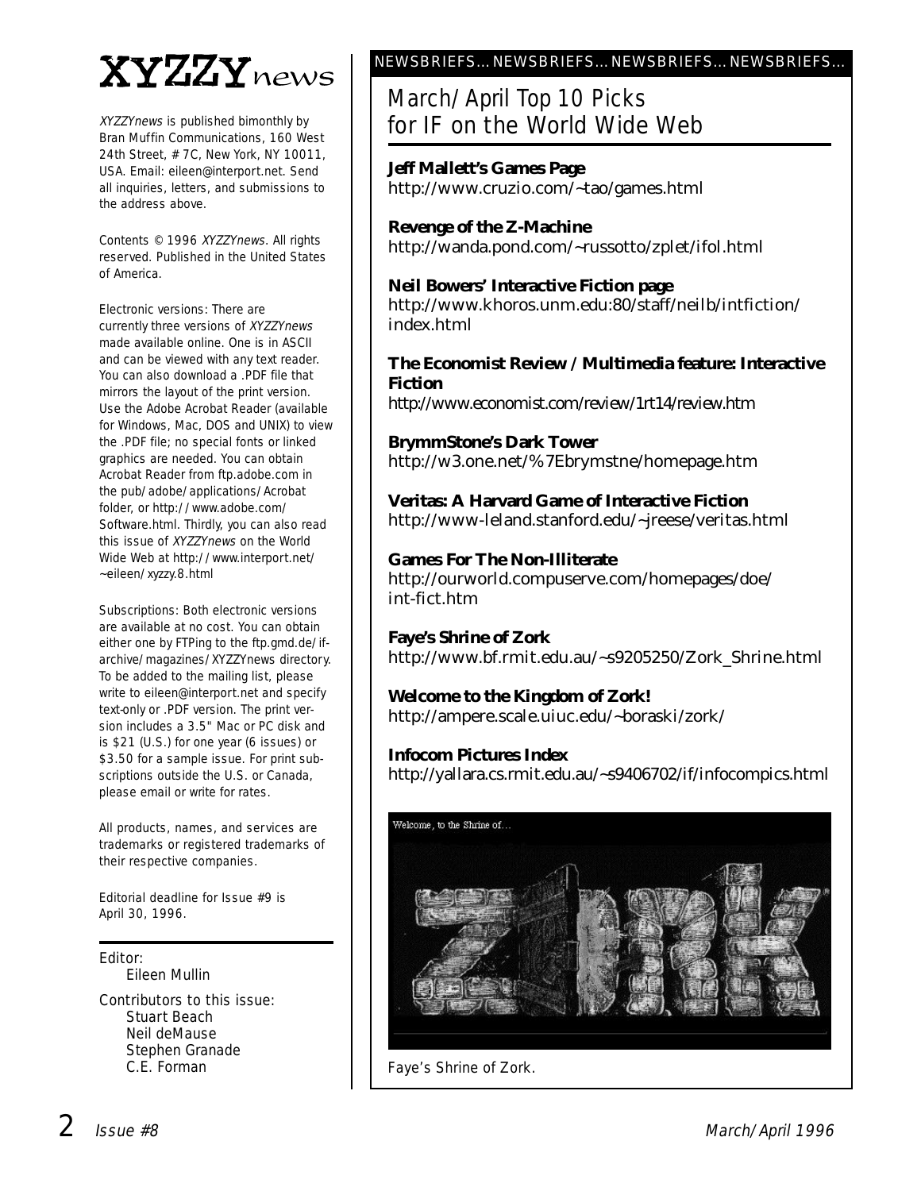# XYZZYnews

*XYZZYnews* is published bimonthly by Bran Muffin Communications, 160 West 24th Street, # 7C, New York, NY 10011, USA. Email: eileen@interport.net. Send all inquiries, letters, and submissions to the address above.

Contents © 1996 *XYZZYnews*. All rights reserved. Published in the United States of America.

Electronic versions: There are currently three versions of *XYZZYnews* made available online. One is in ASCII and can be viewed with any text reader. You can also download a .PDF file that mirrors the layout of the print version. Use the Adobe Acrobat Reader (available for Windows, Mac, DOS and UNIX) to view the .PDF file; no special fonts or linked graphics are needed. You can obtain Acrobat Reader from ftp.adobe.com in the pub/adobe/applications/Acrobat folder, or http://www.adobe.com/Software.html. Thirdly, you can also read this issue of *XYZZYnews* on the World Wide Web at http://www.interport.net/~eileen/xyzzy.8.html

Subscriptions: Both electronic versions are available at no cost. You can obtain either one by FTPing to the ftp.gmd.de/if-archive/magazines/XYZZYnews directory. To be added to the mailing list, please write to eileen@interport.net and specify text-only or .PDF version. The print version includes a 3.5" Mac or PC disk and is $21 (U.S.) for one year (6 issues) or $3.50 for a sample issue. For print subscriptions outside the U.S. or Canada, please email or write for rates.

All products, names, and services are trademarks or registered trademarks of their respective companies.

Editorial deadline for Issue #9 is April 30, 1996.

Editor:
Eileen Mullin

Contributors to this issue:
Stuart Beach
Neil deMause
Stephen Granade
C.E. Forman

NEWSBRIEFS...NEWSBRIEFS...NEWSBRIEFS...NEWSBRIEFS...

## March/April Top 10 Picks for IF on the World Wide Web

**Jeff Mallett's Games Page**
http://www.cruzio.com/~tao/games.html

**Revenge of the Z-Machine**
http://wanda.pond.com/~russotto/zplet/ifol.html

**Neil Bowers' Interactive Fiction page**
http://www.khoros.unm.edu:80/staff/neilb/intfiction/index.html

**The Economist Review / Multimedia feature: Interactive Fiction**
http://www.economist.com/review/1rt14/review.htm

**BrymmStone's Dark Tower**
http://w3.one.net/%7Ebrymstne/homepage.htm

**Veritas: A Harvard Game of Interactive Fiction**
http://www-leland.stanford.edu/~jreese/veritas.html

**Games For The Non-Illiterate**
http://ourworld.compuserve.com/homepages/doe/int-fict.htm

**Faye's Shrine of Zork**
http://www.bf.rmit.edu.au/~s9205250/Zork_Shrine.html

**Welcome to the Kingdom of Zork!**
http://ampere.scale.uiuc.edu/~boraski/zork/

**Infocom Pictures Index**
http://yallara.cs.rmit.edu.au/~s9406702/if/infocompics.html

Faye's Shrine of Zork.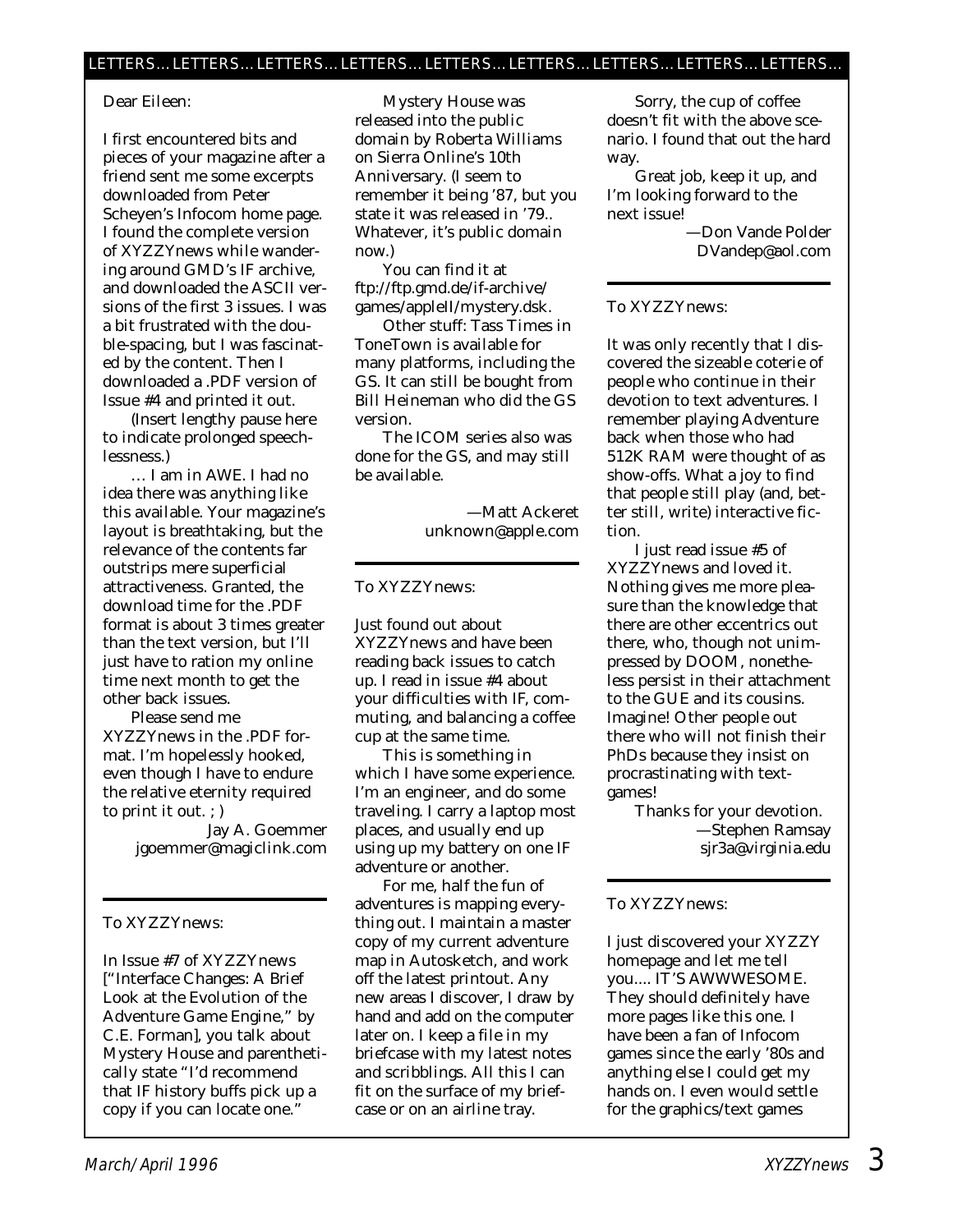LETTERS... LETTERS... LETTERS... LETTERS... LETTERS... LETTERS... LETTERS... LETTERS... LETTERS...

Dear Eileen:

I first encountered bits and pieces of your magazine after a friend sent me some excerpts downloaded from Peter Scheyen's Infocom home page. I found the complete version of XYZZYnews while wandering around GMD's IF archive, and downloaded the ASCII versions of the first 3 issues. I was a bit frustrated with the double-spacing, but I was fascinated by the content. Then I downloaded a .PDF version of Issue #4 and printed it out.

(Insert lengthy pause here to indicate prolonged speechlessness.)

… I am in AWE. I had no idea there was anything like this available. Your magazine's layout is breathtaking, but the relevance of the contents far outstrips mere superficial attractiveness. Granted, the download time for the .PDF format is about 3 times greater than the text version, but I'll just have to ration my online time next month to get the other back issues.

Please send me XYZZYnews in the .PDF format. I'm hopelessly hooked, even though I have to endure the relative eternity required to print it out. ; )

Jay A. Goemmer
jgoemmer@magiclink.com

---

To XYZZYnews:

In Issue #7 of XYZZYnews ["Interface Changes: A Brief Look at the Evolution of the Adventure Game Engine," by C.E. Forman], you talk about Mystery House and parenthetically state "I'd recommend that IF history buffs pick up a copy if you can locate one."

Mystery House was released into the public domain by Roberta Williams on Sierra Online's 10th Anniversary. (I seem to remember it being '87, but you state it was released in '79.. Whatever, it's public domain now.)

You can find it at ftp://ftp.gmd.de/if-archive/games/appleII/mystery.dsk.

Other stuff: Tass Times in ToneTown is available for many platforms, including the GS. It can still be bought from Bill Heineman who did the GS version.

The ICOM series also was done for the GS, and may still be available.

—Matt Ackeret
unknown@apple.com

---

To XYZZYnews:

Just found out about XYZZYnews and have been reading back issues to catch up. I read in issue #4 about your difficulties with IF, commuting, and balancing a coffee cup at the same time.

This is something in which I have some experience. I'm an engineer, and do some traveling. I carry a laptop most places, and usually end up using up my battery on one IF adventure or another.

For me, half the fun of adventures is mapping everything out. I maintain a master copy of my current adventure map in Autosketch, and work off the latest printout. Any new areas I discover, I draw by hand and add on the computer later on. I keep a file in my briefcase with my latest notes and scribblings. All this I can fit on the surface of my briefcase or on an airline tray.

Sorry, the cup of coffee doesn't fit with the above scenario. I found that out the hard way.

Great job, keep it up, and I'm looking forward to the next issue!

—Don Vande Polder
DVandep@aol.com

---

To XYZZYnews:

It was only recently that I discovered the sizeable coterie of people who continue in their devotion to text adventures. I remember playing Adventure back when those who had 512K RAM were thought of as show-offs. What a joy to find that people still play (and, better still, write) interactive fiction.

I just read issue #5 of XYZZYnews and loved it. Nothing gives me more pleasure than the knowledge that there are other eccentrics out there, who, though not unimpressed by DOOM, nonetheless persist in their attachment to the GUE and its cousins. Imagine! Other people out there who will not finish their PhDs because they insist on procrastinating with text-games!

Thanks for your devotion.

—Stephen Ramsay
sjr3a@virginia.edu

---

To XYZZYnews:

I just discovered your XYZZY homepage and let me tell you.... IT'S AWWWESOME. They should definitely have more pages like this one. I have been a fan of Infocom games since the early '80s and anything else I could get my hands on. I even would settle for the graphics/text games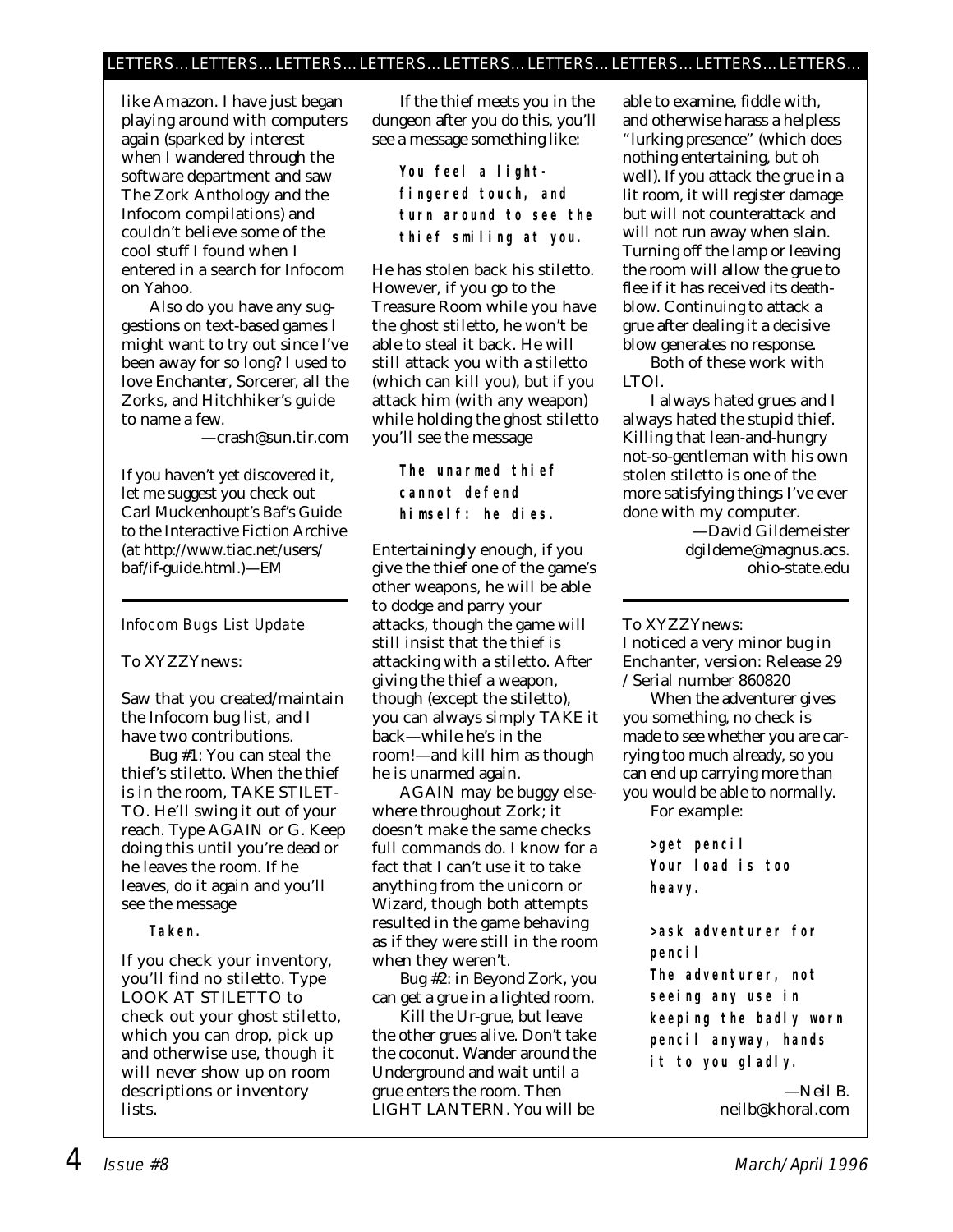like Amazon. I have just began playing around with computers again (sparked by interest when I wandered through the software department and saw The Zork Anthology and the Infocom compilations) and couldn't believe some of the cool stuff I found when I entered in a search for Infocom on Yahoo.

Also do you have any suggestions on text-based games I might want to try out since I've been away for so long? I used to love Enchanter, Sorcerer, all the Zorks, and Hitchhiker's guide to name a few.

—crash@sun.tir.com

If you haven't yet discovered it, let me suggest you check out Carl Muckenhoupt's Baf's Guide to the Interactive Fiction Archive (at http://www.tiac.net/users/baf/if-guide.html.)—EM

---

### Infocom Bugs List Update

To XYZZYnews:

Saw that you created/maintain the Infocom bug list, and I have two contributions.

Bug #1: You can steal the thief's stiletto. When the thief is in the room, TAKE STILETTO. He'll swing it out of your reach. Type AGAIN or G. Keep doing this until you're dead or he leaves the room. If he leaves, do it again and you'll see the message

```
Taken.
```

If you check your inventory, you'll find no stiletto. Type LOOK AT STILETTO to check out your ghost stiletto, which you can drop, pick up and otherwise use, though it will never show up on room descriptions or inventory lists.

If the thief meets you in the dungeon after you do this, you'll see a message something like:

```
You feel a light-fingered touch, and turn around to see the thief smiling at you.
```

He has stolen back his stiletto. However, if you go to the Treasure Room while you have the ghost stiletto, he won't be able to steal it back. He will still attack you with a stiletto (which can kill you), but if you attack him (with any weapon) while holding the ghost stiletto you'll see the message

```
The unarmed thief cannot defend himself: he dies.
```

Entertainingly enough, if you give the thief one of the game's other weapons, he will be able to dodge and parry your attacks, though the game will still insist that the thief is attacking with a stiletto. After giving the thief a weapon, though (except the stiletto), you can always simply TAKE it back—while he's in the room!—and kill him as though he is unarmed again.

AGAIN may be buggy elsewhere throughout Zork; it doesn't make the same checks full commands do. I know for a fact that I can't use it to take anything from the unicorn or Wizard, though both attempts resulted in the game behaving as if they were still in the room when they weren't.

Bug #2: in Beyond Zork, you can get a grue in a lighted room.

Kill the Ur-grue, but leave the other grues alive. Don't take the coconut. Wander around the Underground and wait until a grue enters the room. Then LIGHT LANTERN. You will be able to examine, fiddle with, and otherwise harass a helpless "lurking presence" (which does nothing entertaining, but oh well). If you attack the grue in a lit room, it will register damage but will not counterattack and will not run away when slain. Turning off the lamp or leaving the room will allow the grue to flee if it has received its death-blow. Continuing to attack a grue after dealing it a decisive blow generates no response.

Both of these work with LTOI.

I always hated grues and I always hated the stupid thief. Killing that lean-and-hungry not-so-gentleman with his own stolen stiletto is one of the more satisfying things I've ever done with my computer.

—David Gildemeister
dgildeme@magnus.acs.ohio-state.edu

---

To XYZZYnews:

I noticed a very minor bug in Enchanter, version: Release 29 / Serial number 860820

When the adventurer gives you something, no check is made to see whether you are carrying too much already, so you can end up carrying more than you would be able to normally.

For example:

```
>get pencil
Your load is too heavy.

>ask adventurer for pencil
The adventurer, not seeing any use in keeping the badly worn pencil anyway, hands it to you gladly.
```

—Neil B.
neilb@khoral.com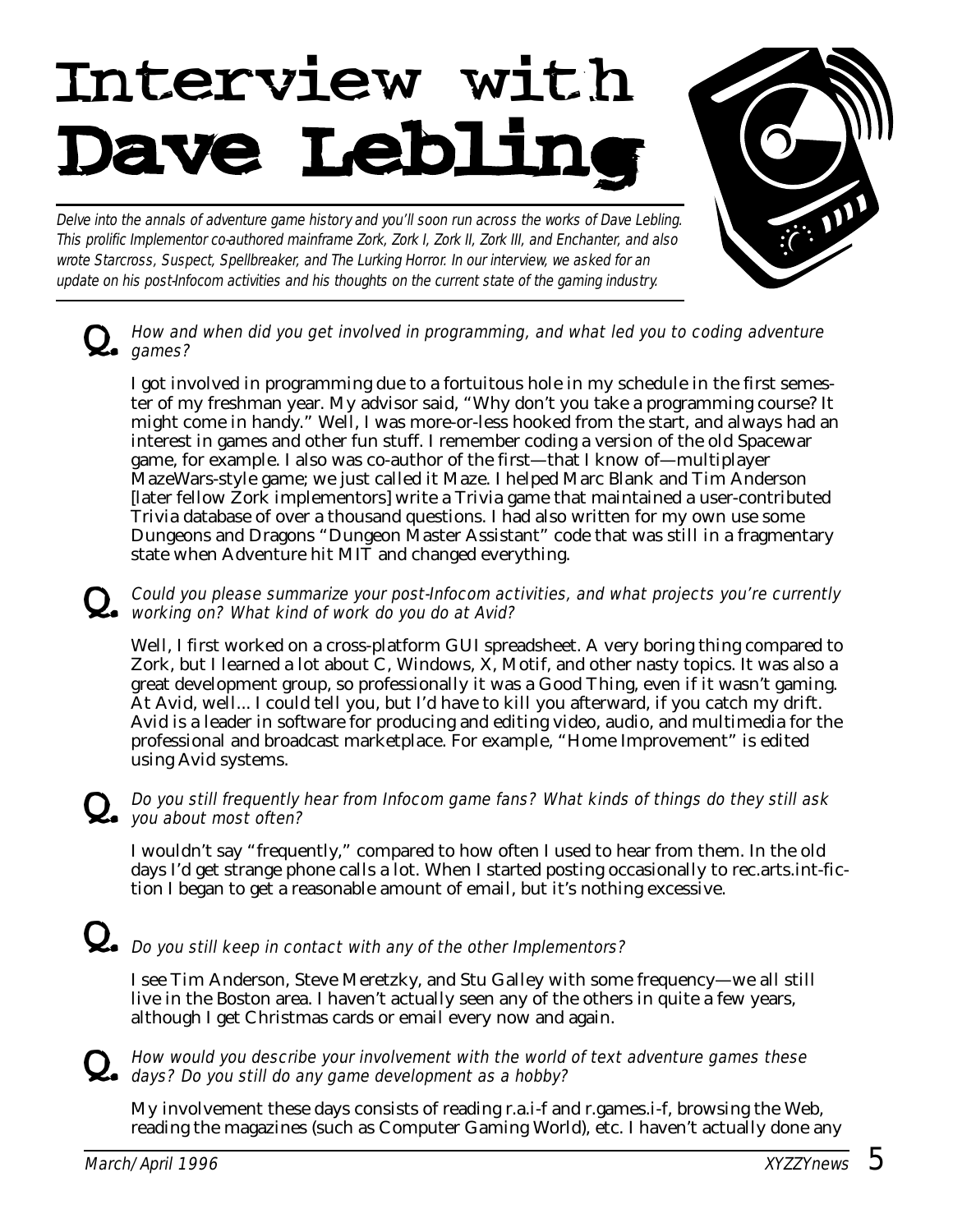# Interview with Dave Lebling

*Delve into the annals of adventure game history and you'll soon run across the works of Dave Lebling. This prolific Implementor co-authored mainframe Zork, Zork I, Zork II, Zork III, and Enchanter, and also wrote Starcross, Suspect, Spellbreaker, and The Lurking Horror. In our interview, we asked for an update on his post-Infocom activities and his thoughts on the current state of the gaming industry.*

**Q.** *How and when did you get involved in programming, and what led you to coding adventure games?*

I got involved in programming due to a fortuitous hole in my schedule in the first semester of my freshman year. My advisor said, "Why don't you take a programming course? It might come in handy." Well, I was more-or-less hooked from the start, and always had an interest in games and other fun stuff. I remember coding a version of the old Spacewar game, for example. I also was co-author of the first—that I know of—multiplayer MazeWars-style game; we just called it Maze. I helped Marc Blank and Tim Anderson [later fellow Zork implementors] write a Trivia game that maintained a user-contributed Trivia database of over a thousand questions. I had also written for my own use some Dungeons and Dragons "Dungeon Master Assistant" code that was still in a fragmentary state when Adventure hit MIT and changed everything.

**Q.** *Could you please summarize your post-Infocom activities, and what projects you're currently working on? What kind of work do you do at Avid?*

Well, I first worked on a cross-platform GUI spreadsheet. A very boring thing compared to Zork, but I learned a lot about C, Windows, X, Motif, and other nasty topics. It was also a great development group, so professionally it was a Good Thing, even if it wasn't gaming. At Avid, well... I could tell you, but I'd have to kill you afterward, if you catch my drift. Avid is a leader in software for producing and editing video, audio, and multimedia for the professional and broadcast marketplace. For example, "Home Improvement" is edited using Avid systems.

**Q.** *Do you still frequently hear from Infocom game fans? What kinds of things do they still ask you about most often?*

I wouldn't say "frequently," compared to how often I used to hear from them. In the old days I'd get strange phone calls a lot. When I started posting occasionally to rec.arts.int-fiction I began to get a reasonable amount of email, but it's nothing excessive.

**Q.** *Do you still keep in contact with any of the other Implementors?*

I see Tim Anderson, Steve Meretzky, and Stu Galley with some frequency—we all still live in the Boston area. I haven't actually seen any of the others in quite a few years, although I get Christmas cards or email every now and again.

**Q.** *How would you describe your involvement with the world of text adventure games these days? Do you still do any game development as a hobby?*

My involvement these days consists of reading r.a.i-f and r.games.i-f, browsing the Web, reading the magazines (such as Computer Gaming World), etc. I haven't actually done any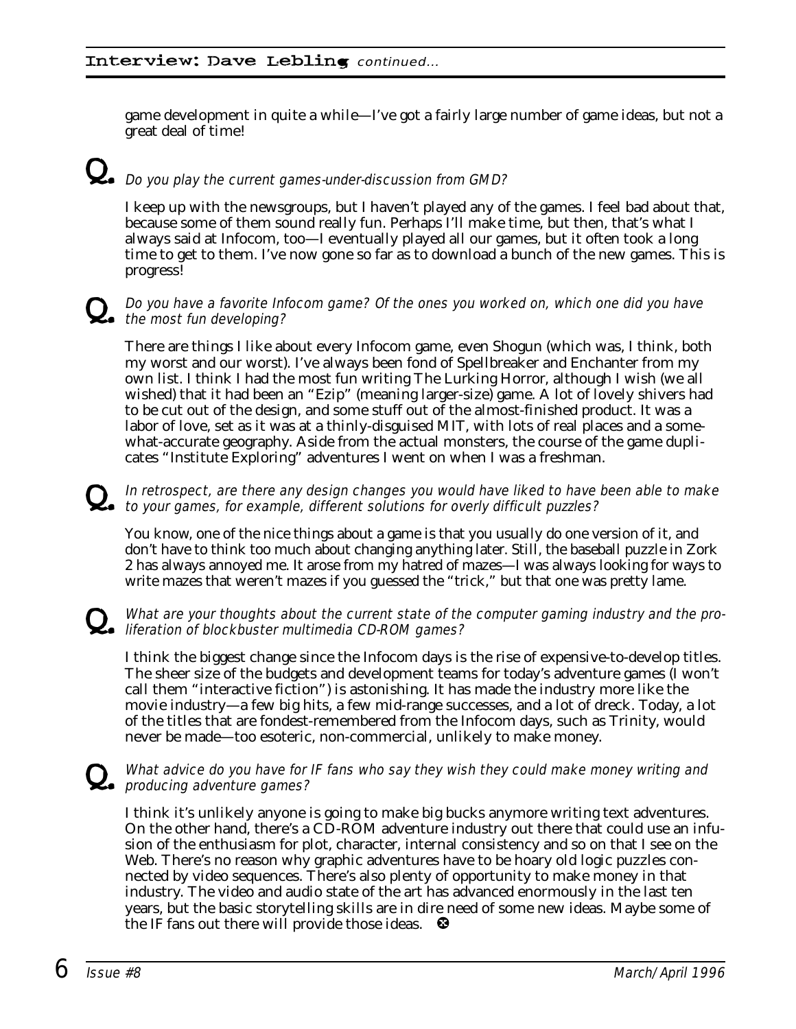game development in quite a while—I've got a fairly large number of game ideas, but not a great deal of time!

**Q.** *Do you play the current games-under-discussion from GMD?*

I keep up with the newsgroups, but I haven't played any of the games. I feel bad about that, because some of them sound really fun. Perhaps I'll make time, but then, that's what I always said at Infocom, too—I eventually played all our games, but it often took a long time to get to them. I've now gone so far as to download a bunch of the new games. This is progress!

**Q.** *Do you have a favorite Infocom game? Of the ones you worked on, which one did you have the most fun developing?*

There are things I like about every Infocom game, even Shogun (which was, I think, both my worst and our worst). I've always been fond of Spellbreaker and Enchanter from my own list. I think I had the most fun writing The Lurking Horror, although I wish (we all wished) that it had been an "Ezip" (meaning larger-size) game. A lot of lovely shivers had to be cut out of the design, and some stuff out of the almost-finished product. It was a labor of love, set as it was at a thinly-disguised MIT, with lots of real places and a somewhat-accurate geography. Aside from the actual monsters, the course of the game duplicates "Institute Exploring" adventures I went on when I was a freshman.

**Q.** *In retrospect, are there any design changes you would have liked to have been able to make to your games, for example, different solutions for overly difficult puzzles?*

You know, one of the nice things about a game is that you usually do one version of it, and don't have to think too much about changing anything later. Still, the baseball puzzle in Zork 2 has always annoyed me. It arose from my hatred of mazes—I was always looking for ways to write mazes that weren't mazes if you guessed the "trick," but that one was pretty lame.

**Q.** *What are your thoughts about the current state of the computer gaming industry and the proliferation of blockbuster multimedia CD-ROM games?*

I think the biggest change since the Infocom days is the rise of expensive-to-develop titles. The sheer size of the budgets and development teams for today's adventure games (I won't call them "interactive fiction") is astonishing. It has made the industry more like the movie industry—a few big hits, a few mid-range successes, and a lot of dreck. Today, a lot of the titles that are fondest-remembered from the Infocom days, such as Trinity, would never be made—too esoteric, non-commercial, unlikely to make money.

**Q.** *What advice do you have for IF fans who say they wish they could make money writing and producing adventure games?*

I think it's unlikely anyone is going to make big bucks anymore writing text adventures. On the other hand, there's a CD-ROM adventure industry out there that could use an infusion of the enthusiasm for plot, character, internal consistency and so on that I see on the Web. There's no reason why graphic adventures have to be hoary old logic puzzles connected by video sequences. There's also plenty of opportunity to make money in that industry. The video and audio state of the art has advanced enormously in the last ten years, but the basic storytelling skills are in dire need of some new ideas. Maybe some of the IF fans out there will provide those ideas.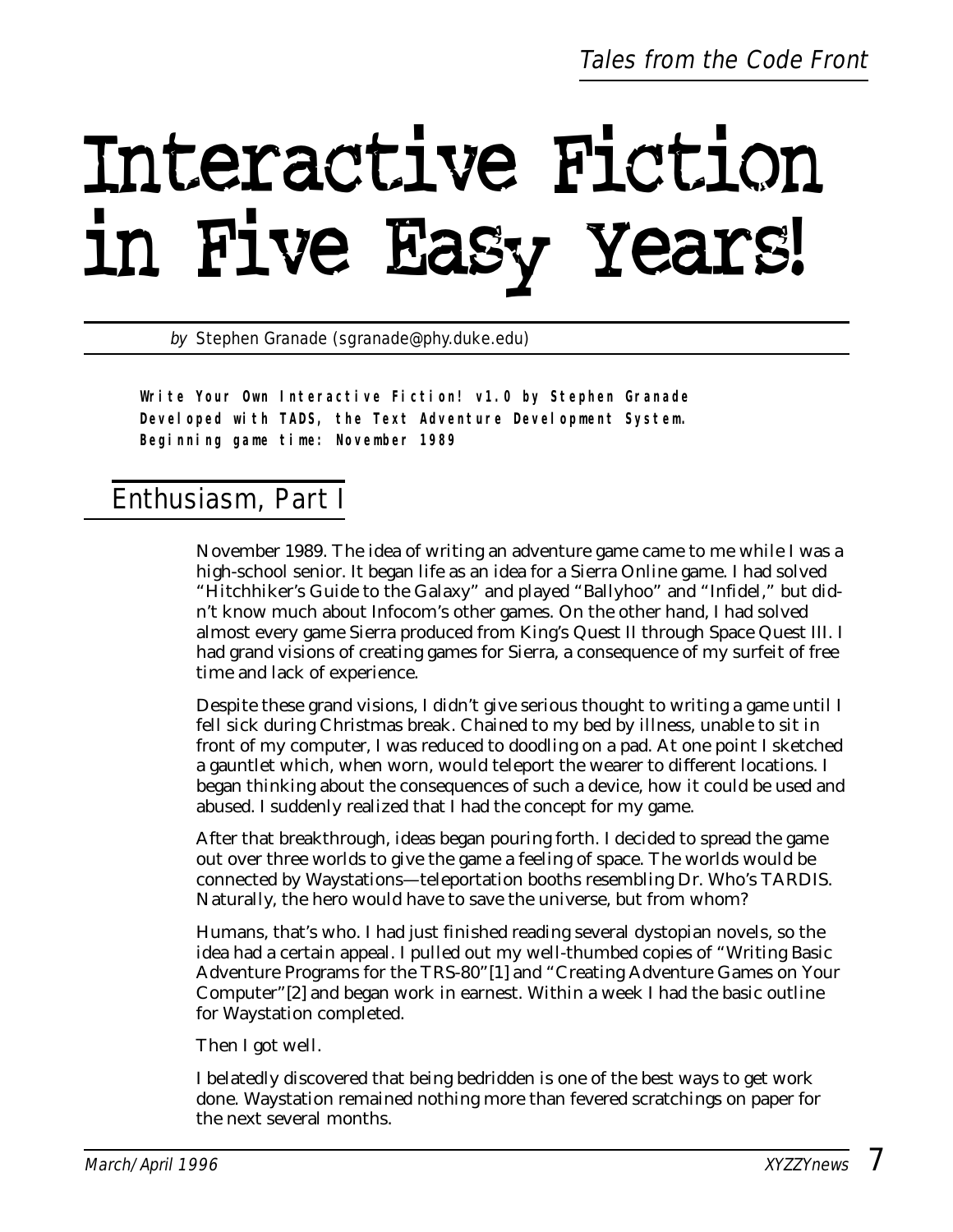# Interactive Fiction in Five Easy Years!

*by* Stephen Granade (sgranade@phy.duke.edu)

**Write Your Own Interactive Fiction! v1.0 by Stephen Granade**
**Developed with TADS, the Text Adventure Development System.**
**Beginning game time: November 1989**

## Enthusiasm, Part I

November 1989. The idea of writing an adventure game came to me while I was a high-school senior. It began life as an idea for a Sierra Online game. I had solved "Hitchhiker's Guide to the Galaxy" and played "Ballyhoo" and "Infidel," but didn't know much about Infocom's other games. On the other hand, I had solved almost every game Sierra produced from King's Quest II through Space Quest III. I had grand visions of creating games for Sierra, a consequence of my surfeit of free time and lack of experience.

Despite these grand visions, I didn't give serious thought to writing a game until I fell sick during Christmas break. Chained to my bed by illness, unable to sit in front of my computer, I was reduced to doodling on a pad. At one point I sketched a gauntlet which, when worn, would teleport the wearer to different locations. I began thinking about the consequences of such a device, how it could be used and abused. I suddenly realized that I had the concept for my game.

After that breakthrough, ideas began pouring forth. I decided to spread the game out over three worlds to give the game a feeling of space. The worlds would be connected by Waystations—teleportation booths resembling Dr. Who's TARDIS. Naturally, the hero would have to save the universe, but from whom?

Humans, that's who. I had just finished reading several dystopian novels, so the idea had a certain appeal. I pulled out my well-thumbed copies of "Writing Basic Adventure Programs for the TRS-80"[1] and "Creating Adventure Games on Your Computer"[2] and began work in earnest. Within a week I had the basic outline for Waystation completed.

Then I got well.

I belatedly discovered that being bedridden is one of the best ways to get work done. Waystation remained nothing more than fevered scratchings on paper for the next several months.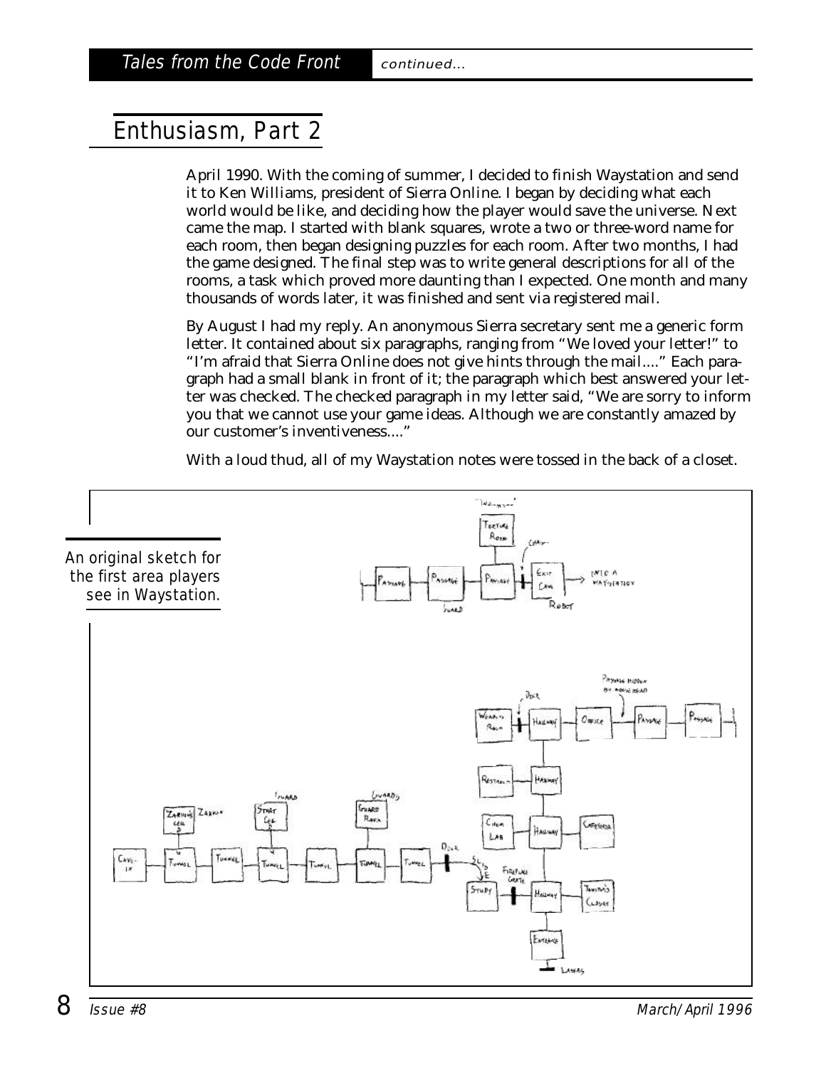## Enthusiasm, Part 2

April 1990. With the coming of summer, I decided to finish Waystation and send it to Ken Williams, president of Sierra Online. I began by deciding what each world would be like, and deciding how the player would save the universe. Next came the map. I started with blank squares, wrote a two or three-word name for each room, then began designing puzzles for each room. After two months, I had the game designed. The final step was to write general descriptions for all of the rooms, a task which proved more daunting than I expected. One month and many thousands of words later, it was finished and sent via registered mail.

By August I had my reply. An anonymous Sierra secretary sent me a generic form letter. It contained about six paragraphs, ranging from "We loved your letter!" to "I'm afraid that Sierra Online does not give hints through the mail...." Each paragraph had a small blank in front of it; the paragraph which best answered your letter was checked. The checked paragraph in my letter said, "We are sorry to inform you that we cannot use your game ideas. Although we are constantly amazed by our customer's inventiveness...."

With a loud thud, all of my Waystation notes were tossed in the back of a closet.

An original sketch for the first area players see in Waystation.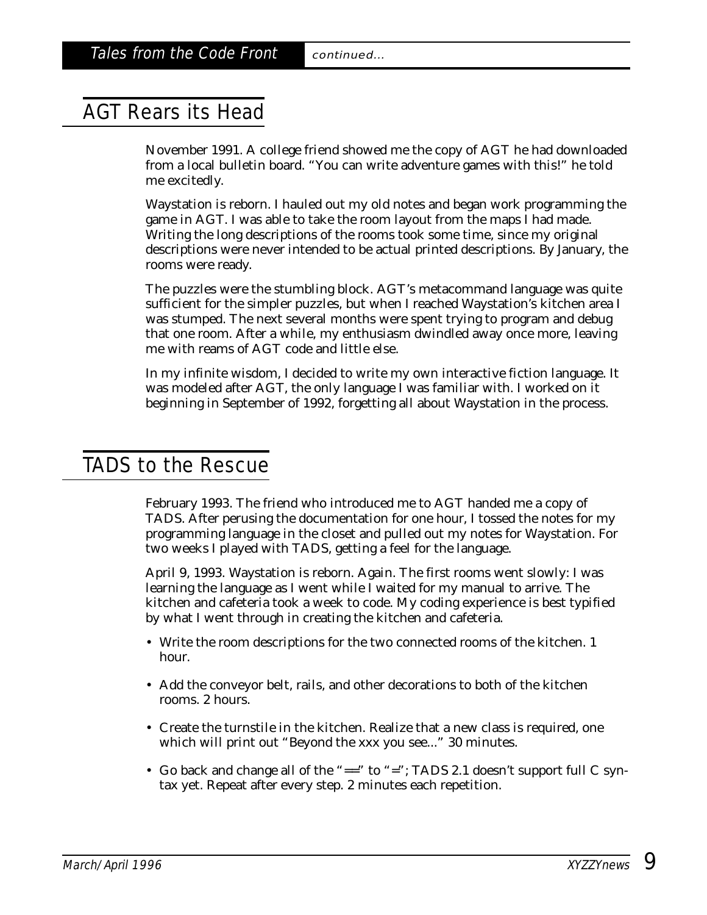## AGT Rears its Head

November 1991. A college friend showed me the copy of AGT he had downloaded from a local bulletin board. "You can write adventure games with this!" he told me excitedly.

Waystation is reborn. I hauled out my old notes and began work programming the game in AGT. I was able to take the room layout from the maps I had made. Writing the long descriptions of the rooms took some time, since my original descriptions were never intended to be actual printed descriptions. By January, the rooms were ready.

The puzzles were the stumbling block. AGT's metacommand language was quite sufficient for the simpler puzzles, but when I reached Waystation's kitchen area I was stumped. The next several months were spent trying to program and debug that one room. After a while, my enthusiasm dwindled away once more, leaving me with reams of AGT code and little else.

In my infinite wisdom, I decided to write my own interactive fiction language. It was modeled after AGT, the only language I was familiar with. I worked on it beginning in September of 1992, forgetting all about Waystation in the process.

## TADS to the Rescue

February 1993. The friend who introduced me to AGT handed me a copy of TADS. After perusing the documentation for one hour, I tossed the notes for my programming language in the closet and pulled out my notes for Waystation. For two weeks I played with TADS, getting a feel for the language.

April 9, 1993. Waystation is reborn. Again. The first rooms went slowly: I was learning the language as I went while I waited for my manual to arrive. The kitchen and cafeteria took a week to code. My coding experience is best typified by what I went through in creating the kitchen and cafeteria.

- Write the room descriptions for the two connected rooms of the kitchen. 1 hour.
- Add the conveyor belt, rails, and other decorations to both of the kitchen rooms. 2 hours.
- Create the turnstile in the kitchen. Realize that a new class is required, one which will print out "Beyond the xxx you see..." 30 minutes.
- Go back and change all of the "==" to "="; TADS 2.1 doesn't support full C syntax yet. Repeat after every step. 2 minutes each repetition.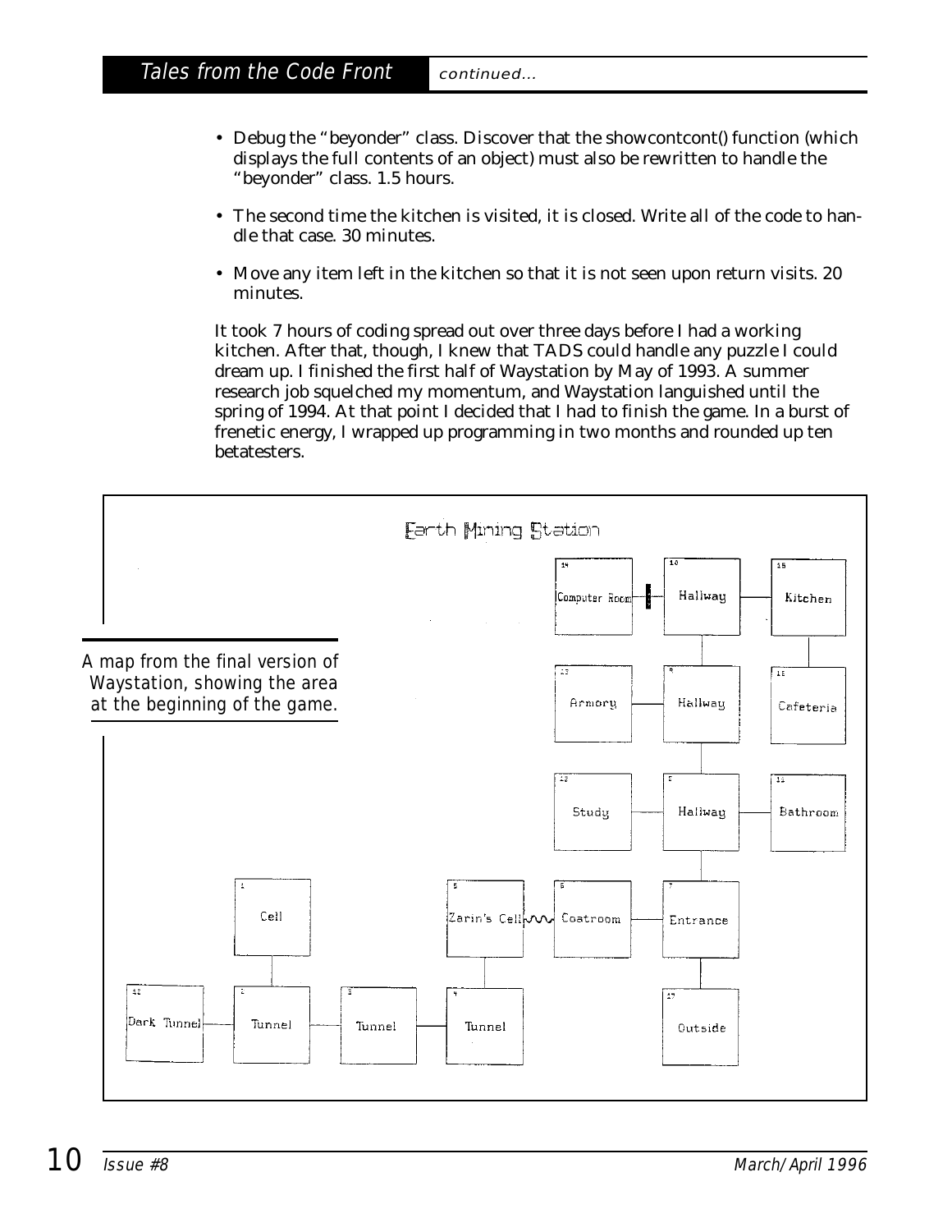- Debug the "beyonder" class. Discover that the showcontcont() function (which displays the full contents of an object) must also be rewritten to handle the "beyonder" class. 1.5 hours.
- The second time the kitchen is visited, it is closed. Write all of the code to handle that case. 30 minutes.
- Move any item left in the kitchen so that it is not seen upon return visits. 20 minutes.

It took 7 hours of coding spread out over three days before I had a working kitchen. After that, though, I knew that TADS could handle any puzzle I could dream up. I finished the first half of Waystation by May of 1993. A summer research job squelched my momentum, and Waystation languished until the spring of 1994. At that point I decided that I had to finish the game. In a burst of frenetic energy, I wrapped up programming in two months and rounded up ten betatesters.

Earth Mining Station

A map from the final version of Waystation, showing the area at the beginning of the game.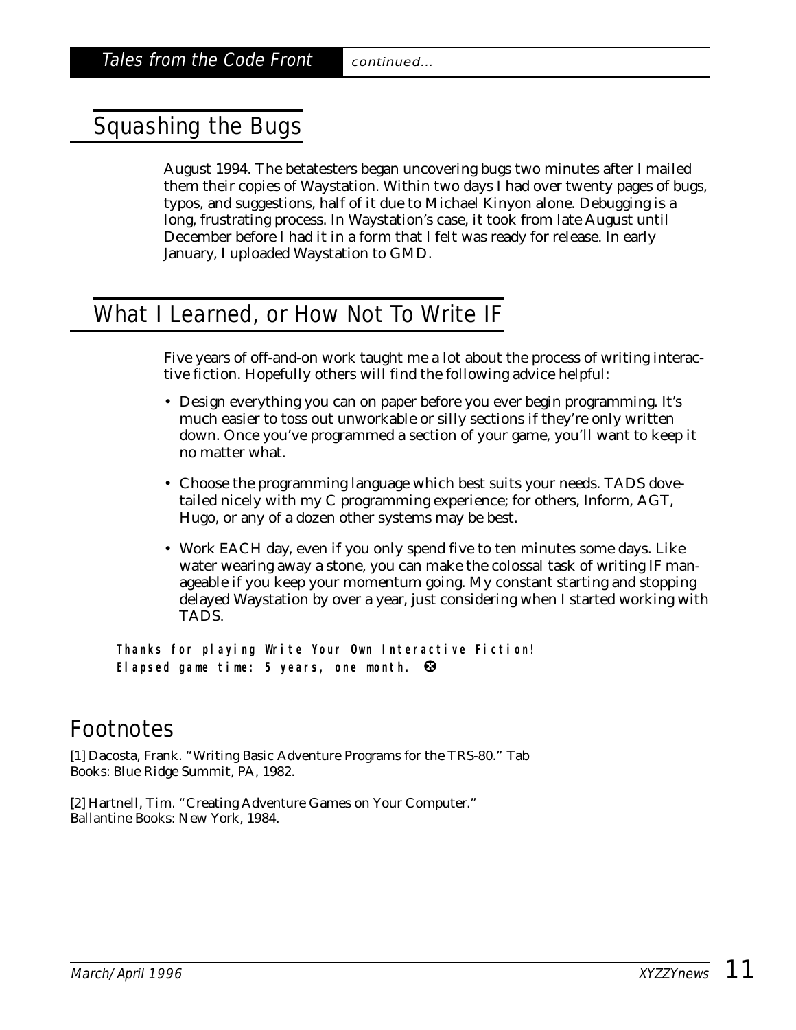*Tales from the Code Front* *continued...*

## Squashing the Bugs

August 1994. The betatesters began uncovering bugs two minutes after I mailed them their copies of Waystation. Within two days I had over twenty pages of bugs, typos, and suggestions, half of it due to Michael Kinyon alone. Debugging is a long, frustrating process. In Waystation's case, it took from late August until December before I had it in a form that I felt was ready for release. In early January, I uploaded Waystation to GMD.

## What I Learned, or How Not To Write IF

Five years of off-and-on work taught me a lot about the process of writing interactive fiction. Hopefully others will find the following advice helpful:

- Design everything you can on paper before you ever begin programming. It's much easier to toss out unworkable or silly sections if they're only written down. Once you've programmed a section of your game, you'll want to keep it no matter what.
- Choose the programming language which best suits your needs. TADS dovetailed nicely with my C programming experience; for others, Inform, AGT, Hugo, or any of a dozen other systems may be best.
- Work EACH day, even if you only spend five to ten minutes some days. Like water wearing away a stone, you can make the colossal task of writing IF manageable if you keep your momentum going. My constant starting and stopping delayed Waystation by over a year, just considering when I started working with TADS.

**Thanks for playing Write Your Own Interactive Fiction!**
**Elapsed game time: 5 years, one month.** ❸

## Footnotes

[1] Dacosta, Frank. "Writing Basic Adventure Programs for the TRS-80." Tab Books: Blue Ridge Summit, PA, 1982.

[2] Hartnell, Tim. "Creating Adventure Games on Your Computer." Ballantine Books: New York, 1984.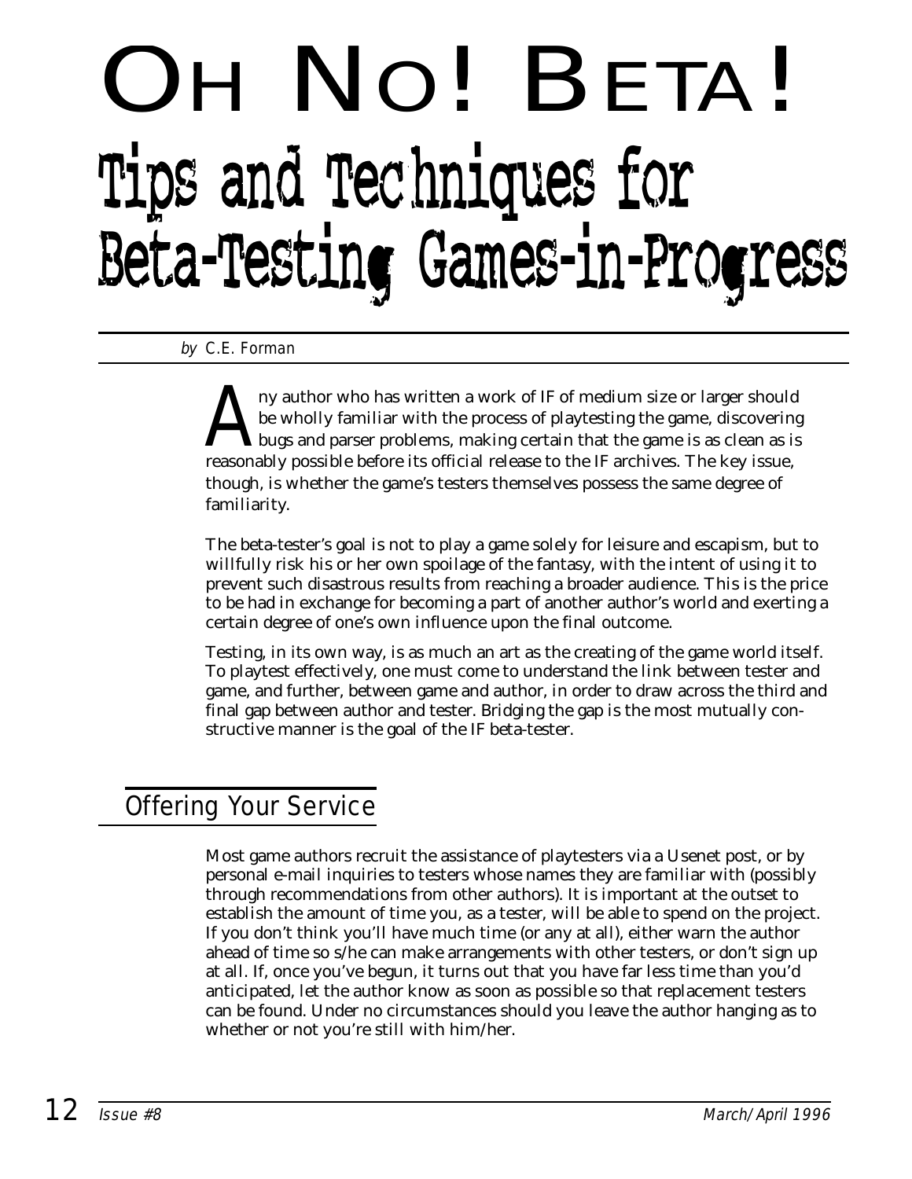# OH NO! BETA!

## Tips and Techniques for Beta-Testing Games-in-Progress

*by* C.E. Forman

Any author who has written a work of IF of medium size or larger should be wholly familiar with the process of playtesting the game, discovering bugs and parser problems, making certain that the game is as clean as is reasonably possible before its official release to the IF archives. The key issue, though, is whether the game's testers themselves possess the same degree of familiarity.

The beta-tester's goal is not to play a game solely for leisure and escapism, but to willfully risk his or her own spoilage of the fantasy, with the intent of using it to prevent such disastrous results from reaching a broader audience. This is the price to be had in exchange for becoming a part of another author's world and exerting a certain degree of one's own influence upon the final outcome.

Testing, in its own way, is as much an art as the creating of the game world itself. To playtest effectively, one must come to understand the link between tester and game, and further, between game and author, in order to draw across the third and final gap between author and tester. Bridging the gap is the most mutually constructive manner is the goal of the IF beta-tester.

## Offering Your Service

Most game authors recruit the assistance of playtesters via a Usenet post, or by personal e-mail inquiries to testers whose names they are familiar with (possibly through recommendations from other authors). It is important at the outset to establish the amount of time you, as a tester, will be able to spend on the project. If you don't think you'll have much time (or any at all), either warn the author ahead of time so s/he can make arrangements with other testers, or don't sign up at all. If, once you've begun, it turns out that you have far less time than you'd anticipated, let the author know as soon as possible so that replacement testers can be found. Under no circumstances should you leave the author hanging as to whether or not you're still with him/her.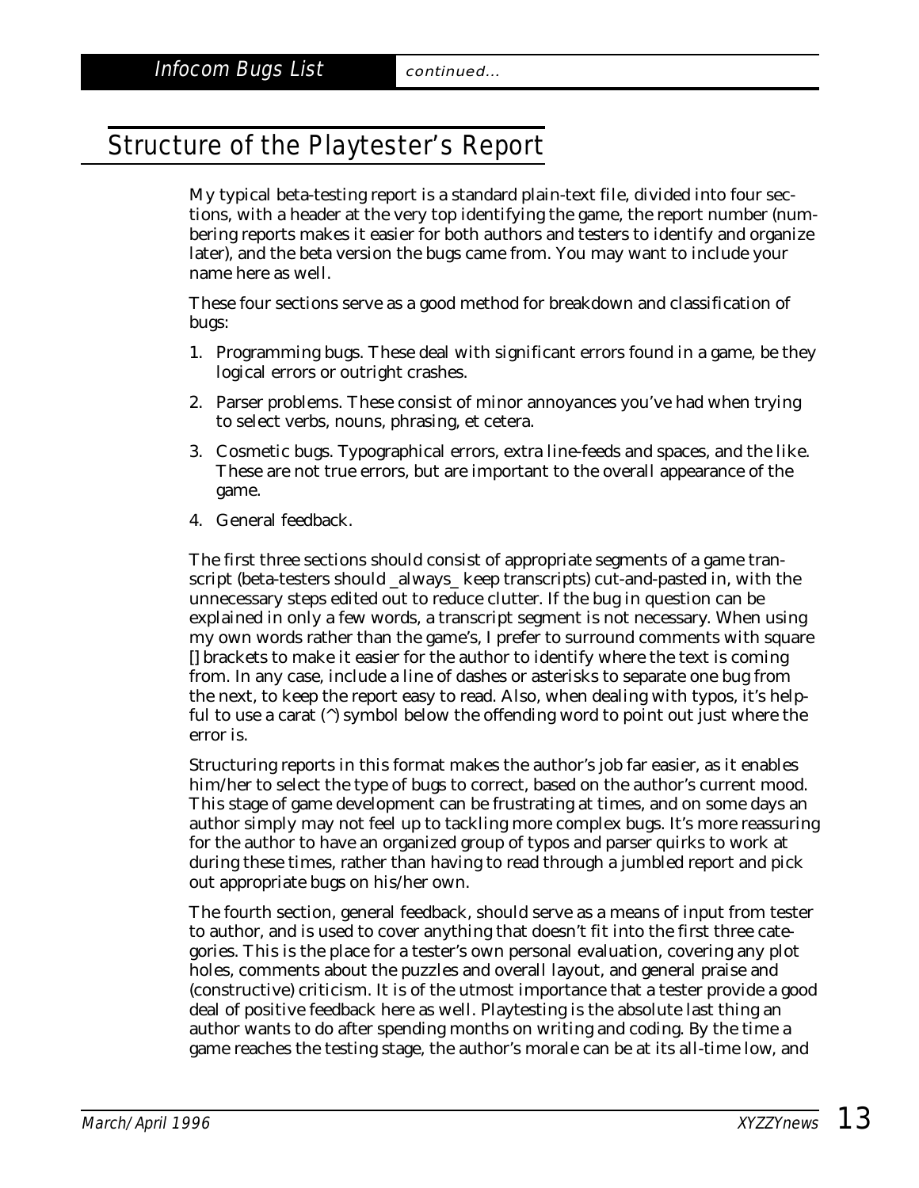## Structure of the Playtester's Report

My typical beta-testing report is a standard plain-text file, divided into four sections, with a header at the very top identifying the game, the report number (numbering reports makes it easier for both authors and testers to identify and organize later), and the beta version the bugs came from. You may want to include your name here as well.

These four sections serve as a good method for breakdown and classification of bugs:

1. Programming bugs. These deal with significant errors found in a game, be they logical errors or outright crashes.
2. Parser problems. These consist of minor annoyances you've had when trying to select verbs, nouns, phrasing, et cetera.
3. Cosmetic bugs. Typographical errors, extra line-feeds and spaces, and the like. These are not true errors, but are important to the overall appearance of the game.
4. General feedback.

The first three sections should consist of appropriate segments of a game transcript (beta-testers should _always_ keep transcripts) cut-and-pasted in, with the unnecessary steps edited out to reduce clutter. If the bug in question can be explained in only a few words, a transcript segment is not necessary. When using my own words rather than the game's, I prefer to surround comments with square [] brackets to make it easier for the author to identify where the text is coming from. In any case, include a line of dashes or asterisks to separate one bug from the next, to keep the report easy to read. Also, when dealing with typos, it's helpful to use a carat (^) symbol below the offending word to point out just where the error is.

Structuring reports in this format makes the author's job far easier, as it enables him/her to select the type of bugs to correct, based on the author's current mood. This stage of game development can be frustrating at times, and on some days an author simply may not feel up to tackling more complex bugs. It's more reassuring for the author to have an organized group of typos and parser quirks to work at during these times, rather than having to read through a jumbled report and pick out appropriate bugs on his/her own.

The fourth section, general feedback, should serve as a means of input from tester to author, and is used to cover anything that doesn't fit into the first three categories. This is the place for a tester's own personal evaluation, covering any plot holes, comments about the puzzles and overall layout, and general praise and (constructive) criticism. It is of the utmost importance that a tester provide a good deal of positive feedback here as well. Playtesting is the absolute last thing an author wants to do after spending months on writing and coding. By the time a game reaches the testing stage, the author's morale can be at its all-time low, and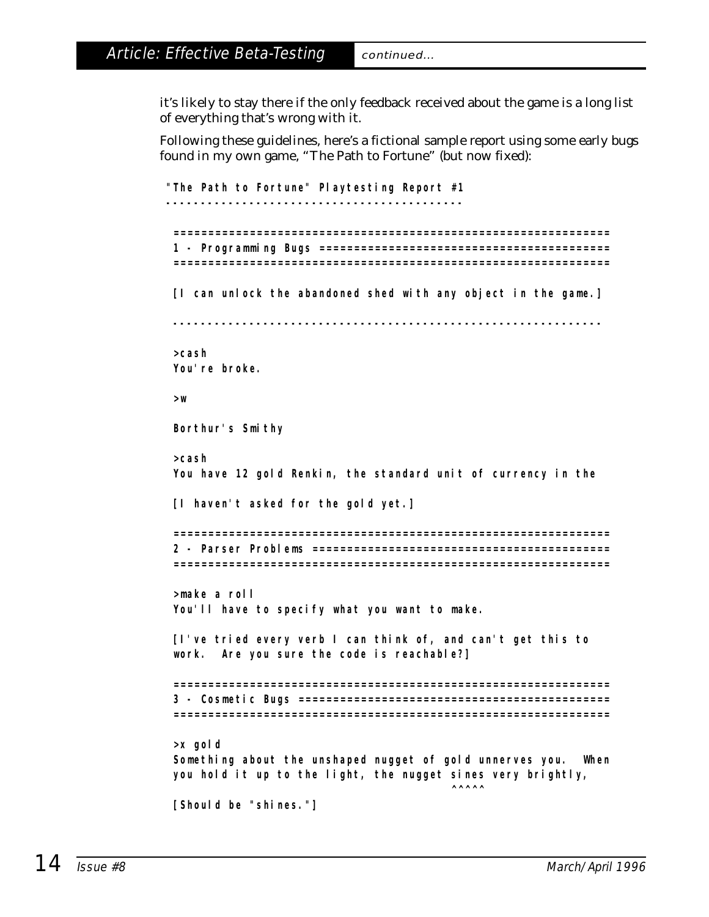it's likely to stay there if the only feedback received about the game is a long list of everything that's wrong with it.

Following these guidelines, here's a fictional sample report using some early bugs found in my own game, "The Path to Fortune" (but now fixed):

```
"The Path to Fortune" Playtesting Report #1
-------------------------------------------

 ===============================================================
 1 - Programming Bugs ==========================================
 ===============================================================

 [I can unlock the abandoned shed with any object in the game.]

 ...............................................................

 >cash
 You're broke.

 >w

 Borthur's Smithy

 >cash
 You have 12 gold Renkin, the standard unit of currency in the

 [I haven't asked for the gold yet.]

 ===============================================================
 2 - Parser Problems ===========================================
 ===============================================================

 >make a roll
 You'll have to specify what you want to make.

 [I've tried every verb I can think of, and can't get this to
 work.  Are you sure the code is reachable?]

 ===============================================================
 3 - Cosmetic Bugs =============================================
 ===============================================================

 >x gold
 Something about the unshaped nugget of gold unnerves you.  When
 you hold it up to the light, the nugget sines very brightly,
                                         ^^^^^
 [Should be "shines."]
```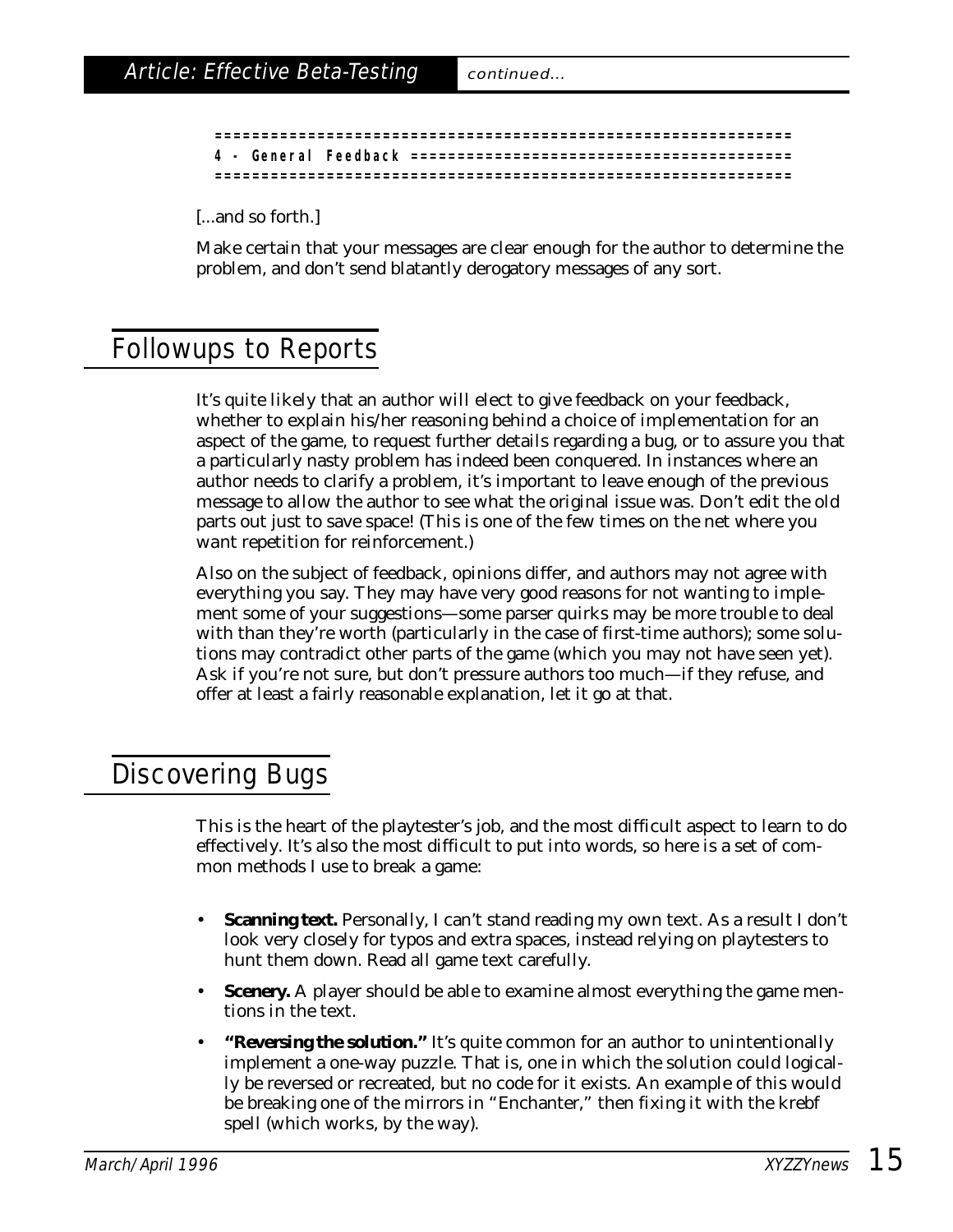```
==============================================================
4 - General Feedback =========================================
==============================================================
```

[...and so forth.]

Make certain that your messages are clear enough for the author to determine the problem, and don't send blatantly derogatory messages of any sort.

## Followups to Reports

It's quite likely that an author will elect to give feedback on your feedback, whether to explain his/her reasoning behind a choice of implementation for an aspect of the game, to request further details regarding a bug, or to assure you that a particularly nasty problem has indeed been conquered. In instances where an author needs to clarify a problem, it's important to leave enough of the previous message to allow the author to see what the original issue was. Don't edit the old parts out just to save space! (This is one of the few times on the net where you want repetition for reinforcement.)

Also on the subject of feedback, opinions differ, and authors may not agree with everything you say. They may have very good reasons for not wanting to implement some of your suggestions—some parser quirks may be more trouble to deal with than they're worth (particularly in the case of first-time authors); some solutions may contradict other parts of the game (which you may not have seen yet). Ask if you're not sure, but don't pressure authors too much—if they refuse, and offer at least a fairly reasonable explanation, let it go at that.

## Discovering Bugs

This is the heart of the playtester's job, and the most difficult aspect to learn to do effectively. It's also the most difficult to put into words, so here is a set of common methods I use to break a game:

- **Scanning text.** Personally, I can't stand reading my own text. As a result I don't look very closely for typos and extra spaces, instead relying on playtesters to hunt them down. Read all game text carefully.
- **Scenery.** A player should be able to examine almost everything the game mentions in the text.
- **"Reversing the solution."** It's quite common for an author to unintentionally implement a one-way puzzle. That is, one in which the solution could logically be reversed or recreated, but no code for it exists. An example of this would be breaking one of the mirrors in "Enchanter," then fixing it with the krebf spell (which works, by the way).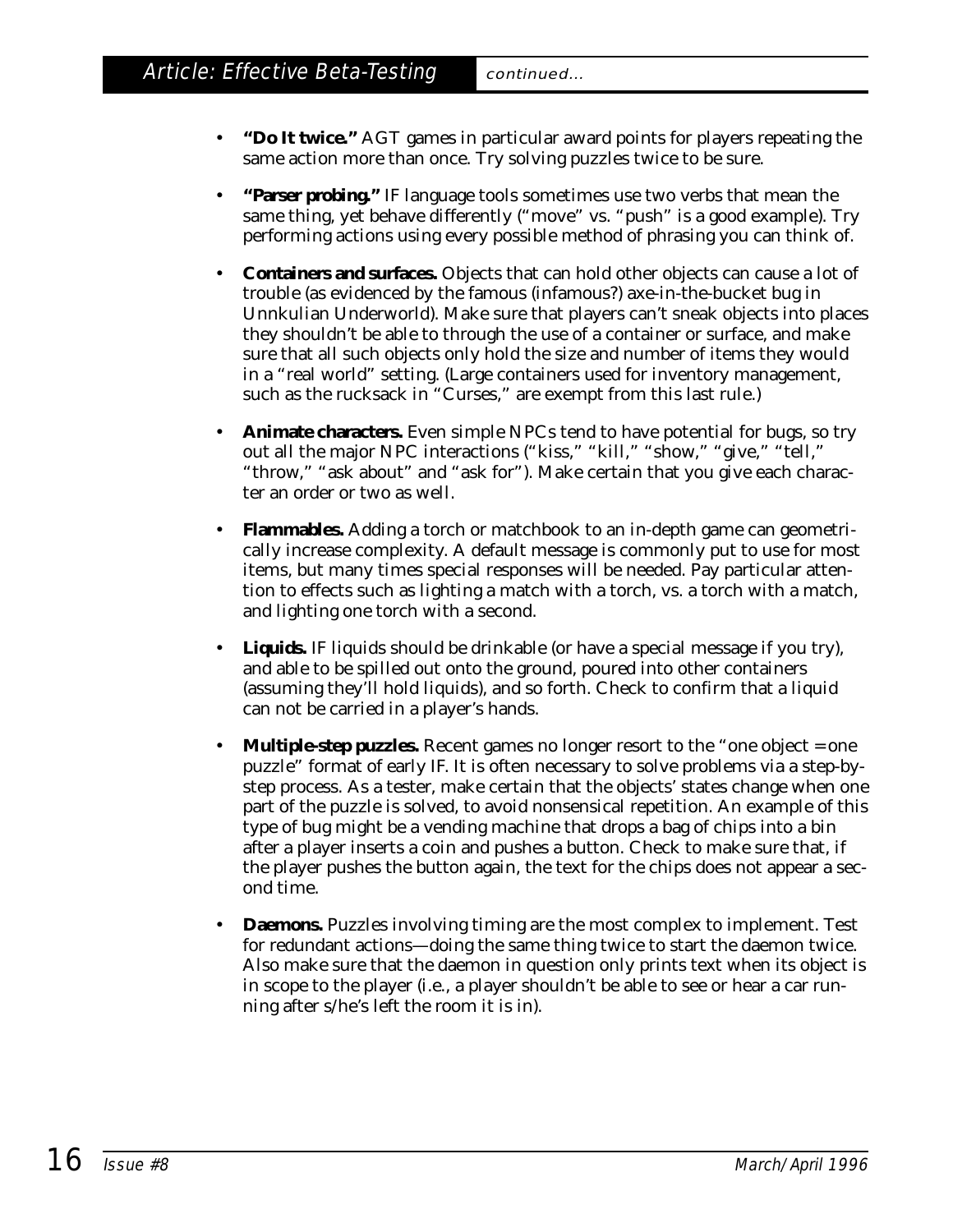- **"Do It twice."** AGT games in particular award points for players repeating the same action more than once. Try solving puzzles twice to be sure.

- **"Parser probing."** IF language tools sometimes use two verbs that mean the same thing, yet behave differently ("move" vs. "push" is a good example). Try performing actions using every possible method of phrasing you can think of.

- **Containers and surfaces.** Objects that can hold other objects can cause a lot of trouble (as evidenced by the famous (infamous?) axe-in-the-bucket bug in Unnkulian Underworld). Make sure that players can't sneak objects into places they shouldn't be able to through the use of a container or surface, and make sure that all such objects only hold the size and number of items they would in a "real world" setting. (Large containers used for inventory management, such as the rucksack in "Curses," are exempt from this last rule.)

- **Animate characters.** Even simple NPCs tend to have potential for bugs, so try out all the major NPC interactions ("kiss," "kill," "show," "give," "tell," "throw," "ask about" and "ask for"). Make certain that you give each character an order or two as well.

- **Flammables.** Adding a torch or matchbook to an in-depth game can geometrically increase complexity. A default message is commonly put to use for most items, but many times special responses will be needed. Pay particular attention to effects such as lighting a match with a torch, vs. a torch with a match, and lighting one torch with a second.

- **Liquids.** IF liquids should be drinkable (or have a special message if you try), and able to be spilled out onto the ground, poured into other containers (assuming they'll hold liquids), and so forth. Check to confirm that a liquid can not be carried in a player's hands.

- **Multiple-step puzzles.** Recent games no longer resort to the "one object = one puzzle" format of early IF. It is often necessary to solve problems via a step-by-step process. As a tester, make certain that the objects' states change when one part of the puzzle is solved, to avoid nonsensical repetition. An example of this type of bug might be a vending machine that drops a bag of chips into a bin after a player inserts a coin and pushes a button. Check to make sure that, if the player pushes the button again, the text for the chips does not appear a second time.

- **Daemons.** Puzzles involving timing are the most complex to implement. Test for redundant actions—doing the same thing twice to start the daemon twice. Also make sure that the daemon in question only prints text when its object is in scope to the player (i.e., a player shouldn't be able to see or hear a car running after s/he's left the room it is in).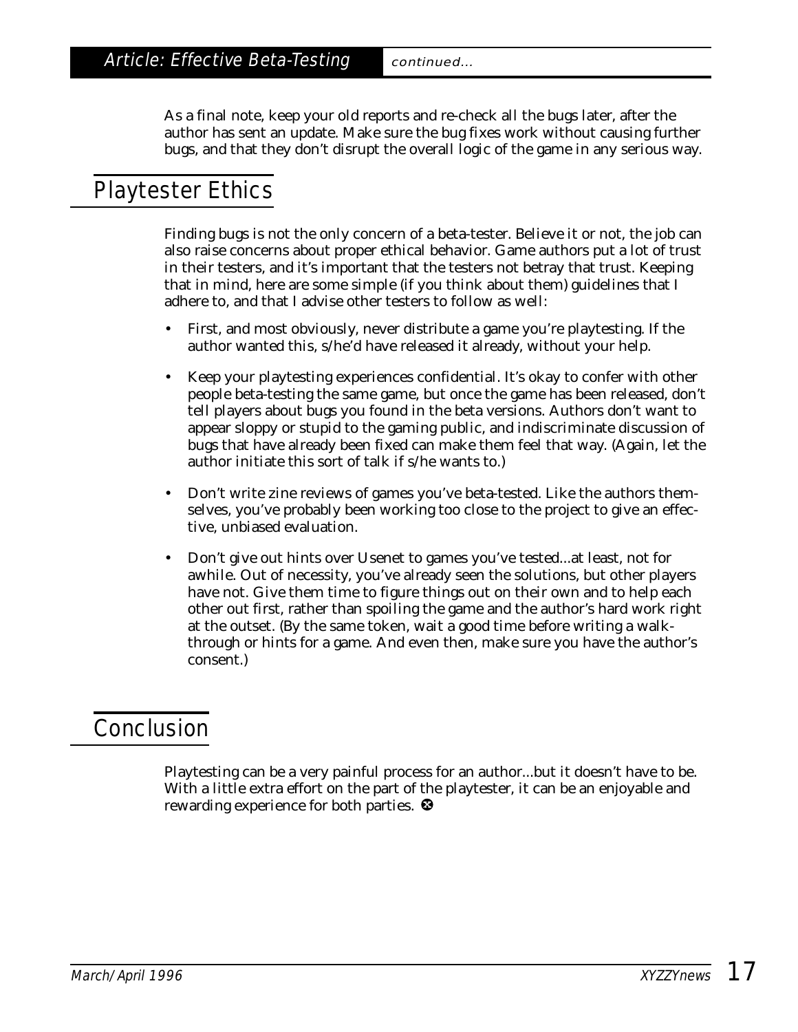As a final note, keep your old reports and re-check all the bugs later, after the author has sent an update. Make sure the bug fixes work without causing further bugs, and that they don't disrupt the overall logic of the game in any serious way.

## Playtester Ethics

Finding bugs is not the only concern of a beta-tester. Believe it or not, the job can also raise concerns about proper ethical behavior. Game authors put a lot of trust in their testers, and it's important that the testers not betray that trust. Keeping that in mind, here are some simple (if you think about them) guidelines that I adhere to, and that I advise other testers to follow as well:

- First, and most obviously, never distribute a game you're playtesting. If the author wanted this, s/he'd have released it already, without your help.
- Keep your playtesting experiences confidential. It's okay to confer with other people beta-testing the same game, but once the game has been released, don't tell players about bugs you found in the beta versions. Authors don't want to appear sloppy or stupid to the gaming public, and indiscriminate discussion of bugs that have already been fixed can make them feel that way. (Again, let the author initiate this sort of talk if s/he wants to.)
- Don't write zine reviews of games you've beta-tested. Like the authors themselves, you've probably been working too close to the project to give an effective, unbiased evaluation.
- Don't give out hints over Usenet to games you've tested...at least, not for awhile. Out of necessity, you've already seen the solutions, but other players have not. Give them time to figure things out on their own and to help each other out first, rather than spoiling the game and the author's hard work right at the outset. (By the same token, wait a good time before writing a walkthrough or hints for a game. And even then, make sure you have the author's consent.)

## Conclusion

Playtesting can be a very painful process for an author...but it doesn't have to be. With a little extra effort on the part of the playtester, it can be an enjoyable and rewarding experience for both parties. ❸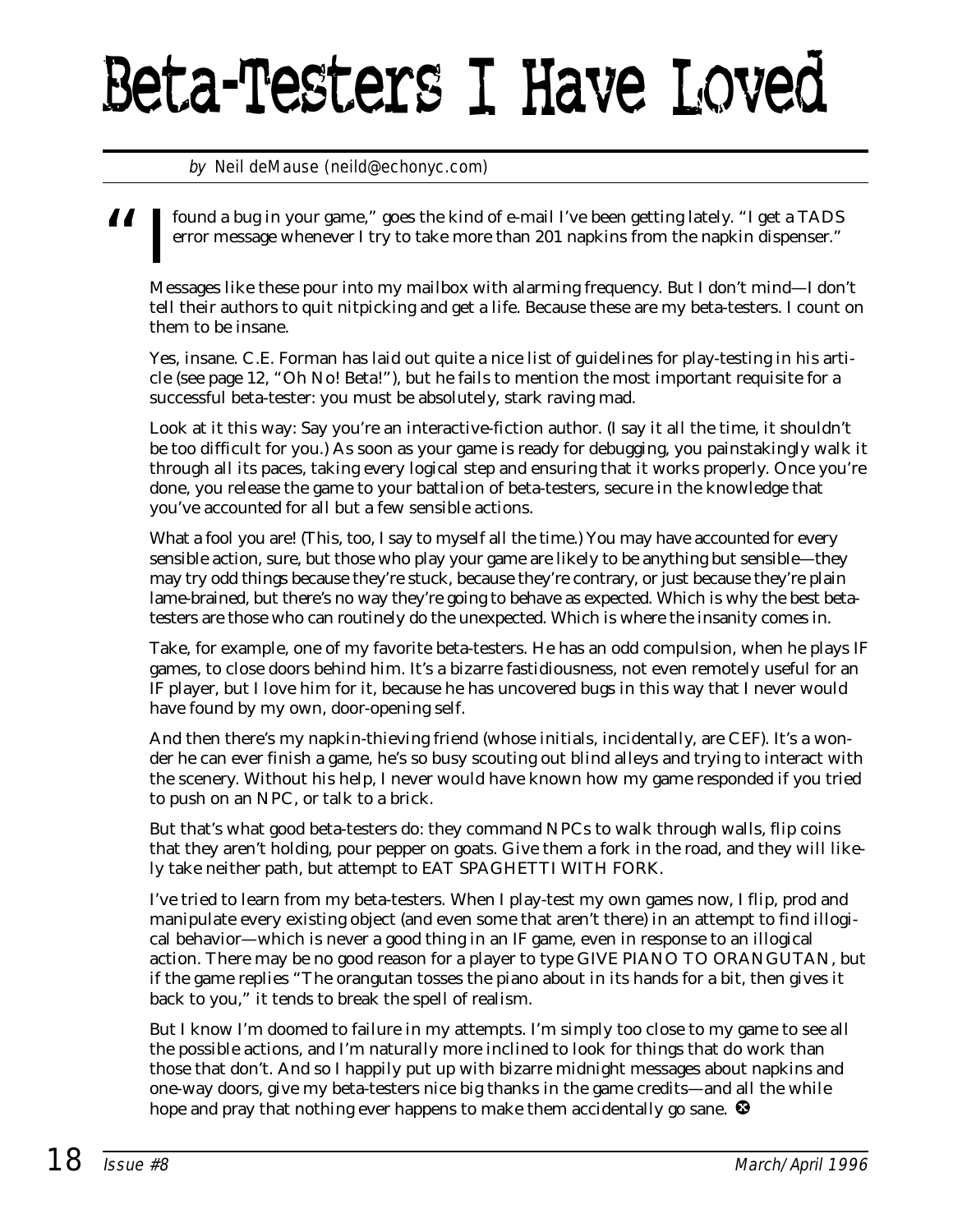# Beta-Testers I Have Loved

*by* Neil deMause (neild@echonyc.com)

"I found a bug in your game," goes the kind of e-mail I've been getting lately. "I get a TADS error message whenever I try to take more than 201 napkins from the napkin dispenser."

Messages like these pour into my mailbox with alarming frequency. But I don't mind—I don't tell their authors to quit nitpicking and get a life. Because these are my beta-testers. I count on them to be insane.

Yes, insane. C.E. Forman has laid out quite a nice list of guidelines for play-testing in his article (see page 12, "Oh No! Beta!"), but he fails to mention the most important requisite for a successful beta-tester: you must be absolutely, stark raving mad.

Look at it this way: Say you're an interactive-fiction author. (I say it all the time, it shouldn't be too difficult for you.) As soon as your game is ready for debugging, you painstakingly walk it through all its paces, taking every logical step and ensuring that it works properly. Once you're done, you release the game to your battalion of beta-testers, secure in the knowledge that you've accounted for all but a few sensible actions.

What a fool you are! (This, too, I say to myself all the time.) You may have accounted for every sensible action, sure, but those who play your game are likely to be anything but sensible—they may try odd things because they're stuck, because they're contrary, or just because they're plain lame-brained, but there's no way they're going to behave as expected. Which is why the best beta-testers are those who can routinely do the unexpected. Which is where the insanity comes in.

Take, for example, one of my favorite beta-testers. He has an odd compulsion, when he plays IF games, to close doors behind him. It's a bizarre fastidiousness, not even remotely useful for an IF player, but I love him for it, because he has uncovered bugs in this way that I never would have found by my own, door-opening self.

And then there's my napkin-thieving friend (whose initials, incidentally, are CEF). It's a wonder he can ever finish a game, he's so busy scouting out blind alleys and trying to interact with the scenery. Without his help, I never would have known how my game responded if you tried to push on an NPC, or talk to a brick.

But that's what good beta-testers do: they command NPCs to walk through walls, flip coins that they aren't holding, pour pepper on goats. Give them a fork in the road, and they will likely take neither path, but attempt to EAT SPAGHETTI WITH FORK.

I've tried to learn from my beta-testers. When I play-test my own games now, I flip, prod and manipulate every existing object (and even some that aren't there) in an attempt to find illogical behavior—which is never a good thing in an IF game, even in response to an illogical action. There may be no good reason for a player to type GIVE PIANO TO ORANGUTAN, but if the game replies "The orangutan tosses the piano about in its hands for a bit, then gives it back to you," it tends to break the spell of realism.

But I know I'm doomed to failure in my attempts. I'm simply too close to my game to see all the possible actions, and I'm naturally more inclined to look for things that do work than those that don't. And so I happily put up with bizarre midnight messages about napkins and one-way doors, give my beta-testers nice big thanks in the game credits—and all the while hope and pray that nothing ever happens to make them accidentally go sane.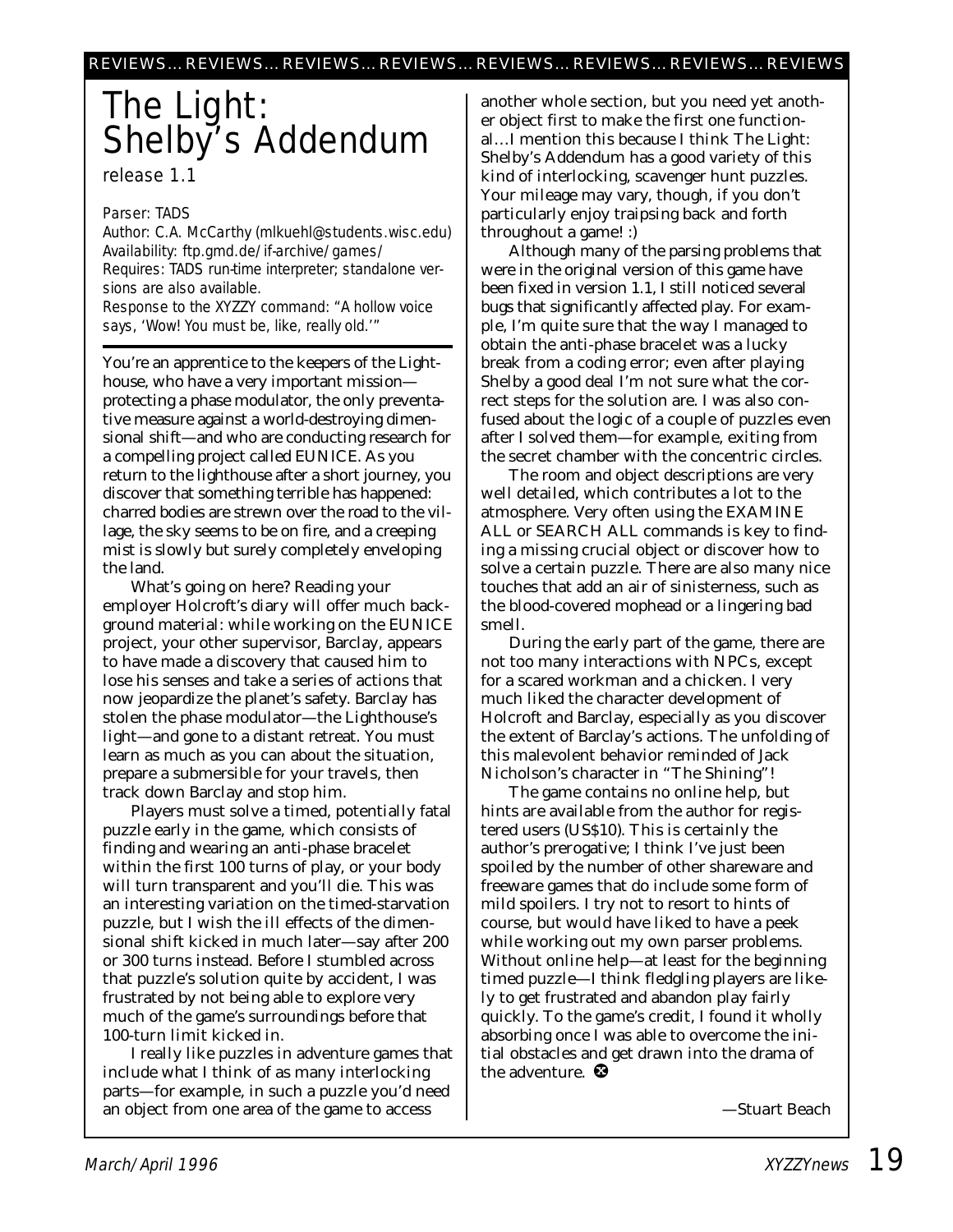# The Light: Shelby's Addendum

*release 1.1*

*Parser: TADS*
*Author: C.A. McCarthy (mlkuehl@students.wisc.edu)*
*Availability: ftp.gmd.de/if-archive/games/*
*Requires: TADS run-time interpreter; standalone versions are also available.*
*Response to the XYZZY command: "A hollow voice says, 'Wow! You must be, like, really old.'"*

You're an apprentice to the keepers of the Lighthouse, who have a very important mission—protecting a phase modulator, the only preventative measure against a world-destroying dimensional shift—and who are conducting research for a compelling project called EUNICE. As you return to the lighthouse after a short journey, you discover that something terrible has happened: charred bodies are strewn over the road to the village, the sky seems to be on fire, and a creeping mist is slowly but surely completely enveloping the land.

What's going on here? Reading your employer Holcroft's diary will offer much background material: while working on the EUNICE project, your other supervisor, Barclay, appears to have made a discovery that caused him to lose his senses and take a series of actions that now jeopardize the planet's safety. Barclay has stolen the phase modulator—the Lighthouse's light—and gone to a distant retreat. You must learn as much as you can about the situation, prepare a submersible for your travels, then track down Barclay and stop him.

Players must solve a timed, potentially fatal puzzle early in the game, which consists of finding and wearing an anti-phase bracelet within the first 100 turns of play, or your body will turn transparent and you'll die. This was an interesting variation on the timed-starvation puzzle, but I wish the ill effects of the dimensional shift kicked in much later—say after 200 or 300 turns instead. Before I stumbled across that puzzle's solution quite by accident, I was frustrated by not being able to explore very much of the game's surroundings before that 100-turn limit kicked in.

I really like puzzles in adventure games that include what I think of as many interlocking parts—for example, in such a puzzle you'd need an object from one area of the game to access another whole section, but you need yet another object first to make the first one functional…I mention this because I think The Light: Shelby's Addendum has a good variety of this kind of interlocking, scavenger hunt puzzles. Your mileage may vary, though, if you don't particularly enjoy traipsing back and forth throughout a game! :)

Although many of the parsing problems that were in the original version of this game have been fixed in version 1.1, I still noticed several bugs that significantly affected play. For example, I'm quite sure that the way I managed to obtain the anti-phase bracelet was a lucky break from a coding error; even after playing Shelby a good deal I'm not sure what the correct steps for the solution are. I was also confused about the logic of a couple of puzzles even after I solved them—for example, exiting from the secret chamber with the concentric circles.

The room and object descriptions are very well detailed, which contributes a lot to the atmosphere. Very often using the EXAMINE ALL or SEARCH ALL commands is key to finding a missing crucial object or discover how to solve a certain puzzle. There are also many nice touches that add an air of sinisterness, such as the blood-covered mophead or a lingering bad smell.

During the early part of the game, there are not too many interactions with NPCs, except for a scared workman and a chicken. I very much liked the character development of Holcroft and Barclay, especially as you discover the extent of Barclay's actions. The unfolding of this malevolent behavior reminded of Jack Nicholson's character in "The Shining"!

The game contains no online help, but hints are available from the author for registered users (US$10). This is certainly the author's prerogative; I think I've just been spoiled by the number of other shareware and freeware games that do include some form of mild spoilers. I try not to resort to hints of course, but would have liked to have a peek while working out my own parser problems. Without online help—at least for the beginning timed puzzle—I think fledgling players are likely to get frustrated and abandon play fairly quickly. To the game's credit, I found it wholly absorbing once I was able to overcome the initial obstacles and get drawn into the drama of the adventure.

—Stuart Beach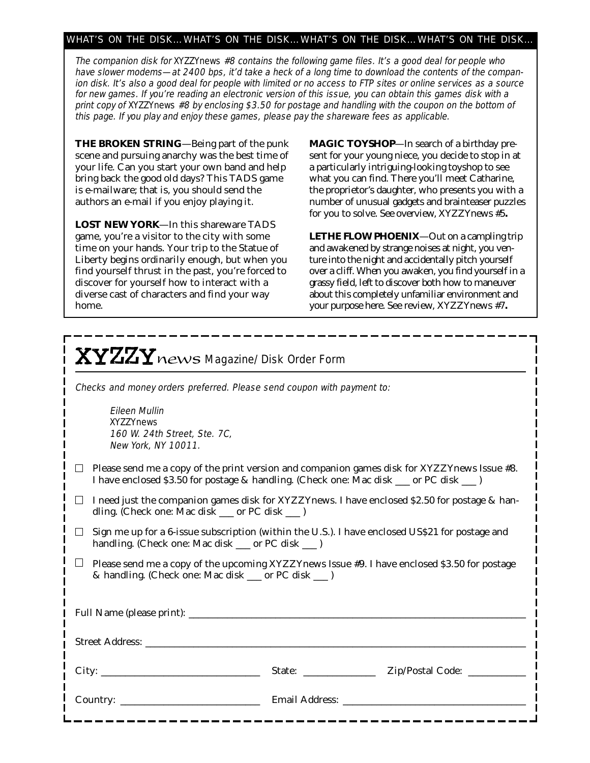## WHAT'S ON THE DISK… WHAT'S ON THE DISK… WHAT'S ON THE DISK… WHAT'S ON THE DISK…

*The companion disk for XYZZYnews #8 contains the following game files. It's a good deal for people who have slower modems—at 2400 bps, it'd take a heck of a long time to download the contents of the companion disk. It's also a good deal for people with limited or no access to FTP sites or online services as a source for new games. If you're reading an electronic version of this issue, you can obtain this games disk with a print copy of XYZZYnews #8 by enclosing $3.50 for postage and handling with the coupon on the bottom of this page. If you play and enjoy these games, please pay the shareware fees as applicable.*

**THE BROKEN STRING**—Being part of the punk scene and pursuing anarchy was the best time of your life. Can you start your own band and help bring back the good old days? This TADS game is e-mailware; that is, you should send the authors an e-mail if you enjoy playing it.

**LOST NEW YORK**—In this shareware TADS game, you're a visitor to the city with some time on your hands. Your trip to the Statue of Liberty begins ordinarily enough, but when you find yourself thrust in the past, you're forced to discover for yourself how to interact with a diverse cast of characters and find your way home.

**MAGIC TOYSHOP**—In search of a birthday present for your young niece, you decide to stop in at a particularly intriguing-looking toyshop to see what you can find. There you'll meet Catharine, the proprietor's daughter, who presents you with a number of unusual gadgets and brainteaser puzzles for you to solve. See overview, XYZZYnews #5**.**

**LETHE FLOW PHOENIX**—Out on a campling trip and awakened by strange noises at night, you venture into the night and accidentally pitch yourself over a cliff. When you awaken, you find yourself in a grassy field, left to discover both how to maneuver about this completely unfamiliar environment and your purpose here. See review, XYZZYnews #7**.**

## XYZZY*news* Magazine/Disk Order Form

*Checks and money orders preferred. Please send coupon with payment to:*

*Eileen Mullin*
*XYZZYnews*
*160 W. 24th Street, Ste. 7C,*
*New York, NY 10011.*

- ☐ Please send me a copy of the print version and companion games disk for XYZZYnews Issue #8. I have enclosed $3.50 for postage & handling. (Check one: Mac disk ___ or PC disk ___ )
- ☐ I need just the companion games disk for XYZZYnews. I have enclosed $2.50 for postage & handling. (Check one: Mac disk ___ or PC disk ___ )
- ☐ Sign me up for a 6-issue subscription (within the U.S.). I have enclosed US$21 for postage and handling. (Check one: Mac disk ___ or PC disk ___ )
- ☐ Please send me a copy of the upcoming XYZZYnews Issue #9. I have enclosed $3.50 for postage & handling. (Check one: Mac disk ___ or PC disk ___ )

Full Name (please print): ______________________________________________

Street Address: ______________________________________________

City: ____________________ State: __________ Zip/Postal Code: __________

Country: ____________________ Email Address: ____________________